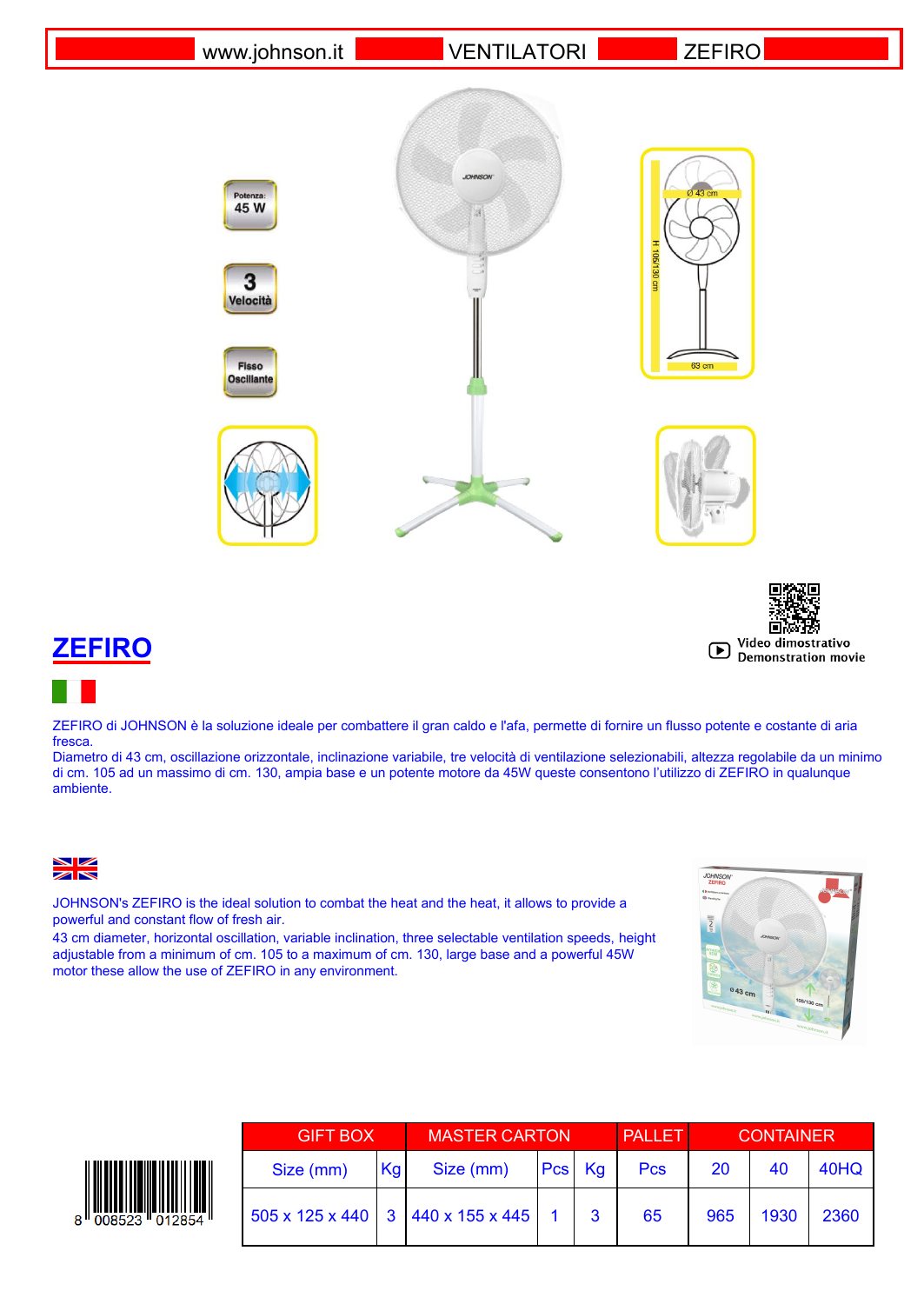www.johnson.it VENTILATORI ZEFIRO

Potenza: 45 W

3 Velocità

Fisso Oscillante

Ø 43 cm

H 105/130 cm

63 cm

Video dimostrativo
Demonstration movie

# ZEFIRO

ZEFIRO di JOHNSON è la soluzione ideale per combattere il gran caldo e l'afa, permette di fornire un flusso potente e costante di aria fresca.
Diametro di 43 cm, oscillazione orizzontale, inclinazione variabile, tre velocità di ventilazione selezionabili, altezza regolabile da un minimo di cm. 105 ad un massimo di cm. 130, ampia base e un potente motore da 45W queste consentono l'utilizzo di ZEFIRO in qualunque ambiente.

JOHNSON's ZEFIRO is the ideal solution to combat the heat and the heat, it allows to provide a powerful and constant flow of fresh air.
43 cm diameter, horizontal oscillation, variable inclination, three selectable ventilation speeds, height adjustable from a minimum of cm. 105 to a maximum of cm. 130, large base and a powerful 45W motor these allow the use of ZEFIRO in any environment.

8 008523 012854

| GIFT BOX | | MASTER CARTON | | | PALLET | CONTAINER | | |
|---|---|---|---|---|---|---|---|---|
| Size (mm) | Kg | Size (mm) | Pcs | Kg | Pcs | 20 | 40 | 40HQ |
| 505 x 125 x 440 | 3 | 440 x 155 x 445 | 1 | 3 | 65 | 965 | 1930 | 2360 |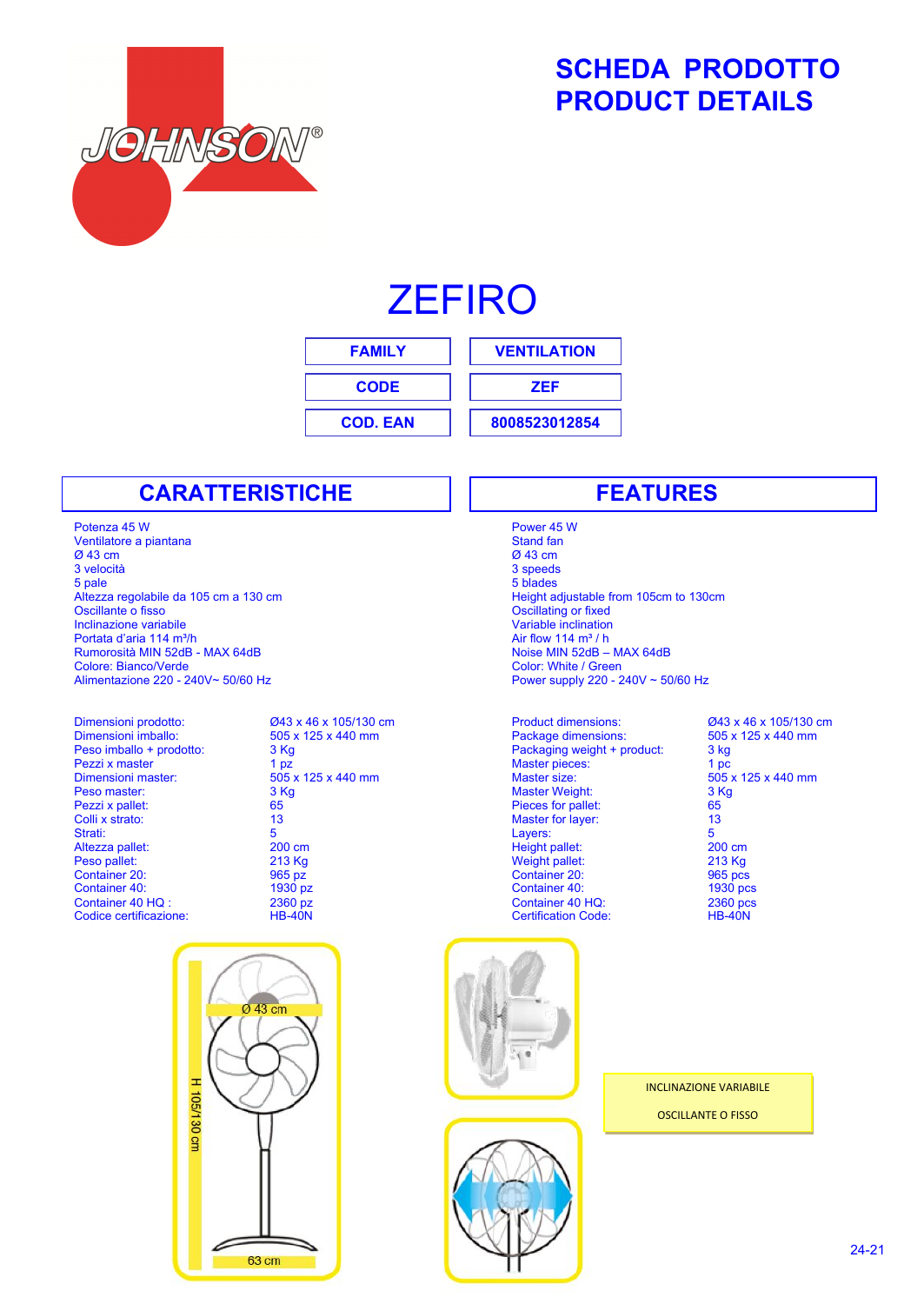# SCHEDA PRODOTTO
# PRODUCT DETAILS

# ZEFIRO

| | |
|---|---|
| FAMILY | VENTILATION |
| CODE | ZEF |
| COD. EAN | 8008523012854 |

## CARATTERISTICHE

Potenza 45 W
Ventilatore a piantana
Ø 43 cm
3 velocità
5 pale
Altezza regolabile da 105 cm a 130 cm
Oscillante o fisso
Inclinazione variabile
Portata d'aria 114 m³/h
Rumorosità MIN 52dB - MAX 64dB
Colore: Bianco/Verde
Alimentazione 220 - 240V~ 50/60 Hz

| | |
|---|---|
| Dimensioni prodotto: | Ø43 x 46 x 105/130 cm |
| Dimensioni imballo: | 505 x 125 x 440 mm |
| Peso imballo + prodotto: | 3 Kg |
| Pezzi x master | 1 pz |
| Dimensioni master: | 505 x 125 x 440 mm |
| Peso master: | 3 Kg |
| Pezzi x pallet: | 65 |
| Colli x strato: | 13 |
| Strati: | 5 |
| Altezza pallet: | 200 cm |
| Peso pallet: | 213 Kg |
| Container 20: | 965 pz |
| Container 40: | 1930 pz |
| Container 40 HQ : | 2360 pz |
| Codice certificazione: | HB-40N |

## FEATURES

Power 45 W
Stand fan
Ø 43 cm
3 speeds
5 blades
Height adjustable from 105cm to 130cm
Oscillating or fixed
Variable inclination
Air flow 114 m³ / h
Noise MIN 52dB – MAX 64dB
Color: White / Green
Power supply 220 - 240V ~ 50/60 Hz

| | |
|---|---|
| Product dimensions: | Ø43 x 46 x 105/130 cm |
| Package dimensions: | 505 x 125 x 440 mm |
| Packaging weight + product: | 3 kg |
| Master pieces: | 1 pc |
| Master size: | 505 x 125 x 440 mm |
| Master Weight: | 3 Kg |
| Pieces for pallet: | 65 |
| Master for layer: | 13 |
| Layers: | 5 |
| Height pallet: | 200 cm |
| Weight pallet: | 213 Kg |
| Container 20: | 965 pcs |
| Container 40: | 1930 pcs |
| Container 40 HQ: | 2360 pcs |
| Certification Code: | HB-40N |

Ø 43 cm
H 105/130 cm
63 cm

INCLINAZIONE VARIABILE

OSCILLANTE O FISSO

24-21